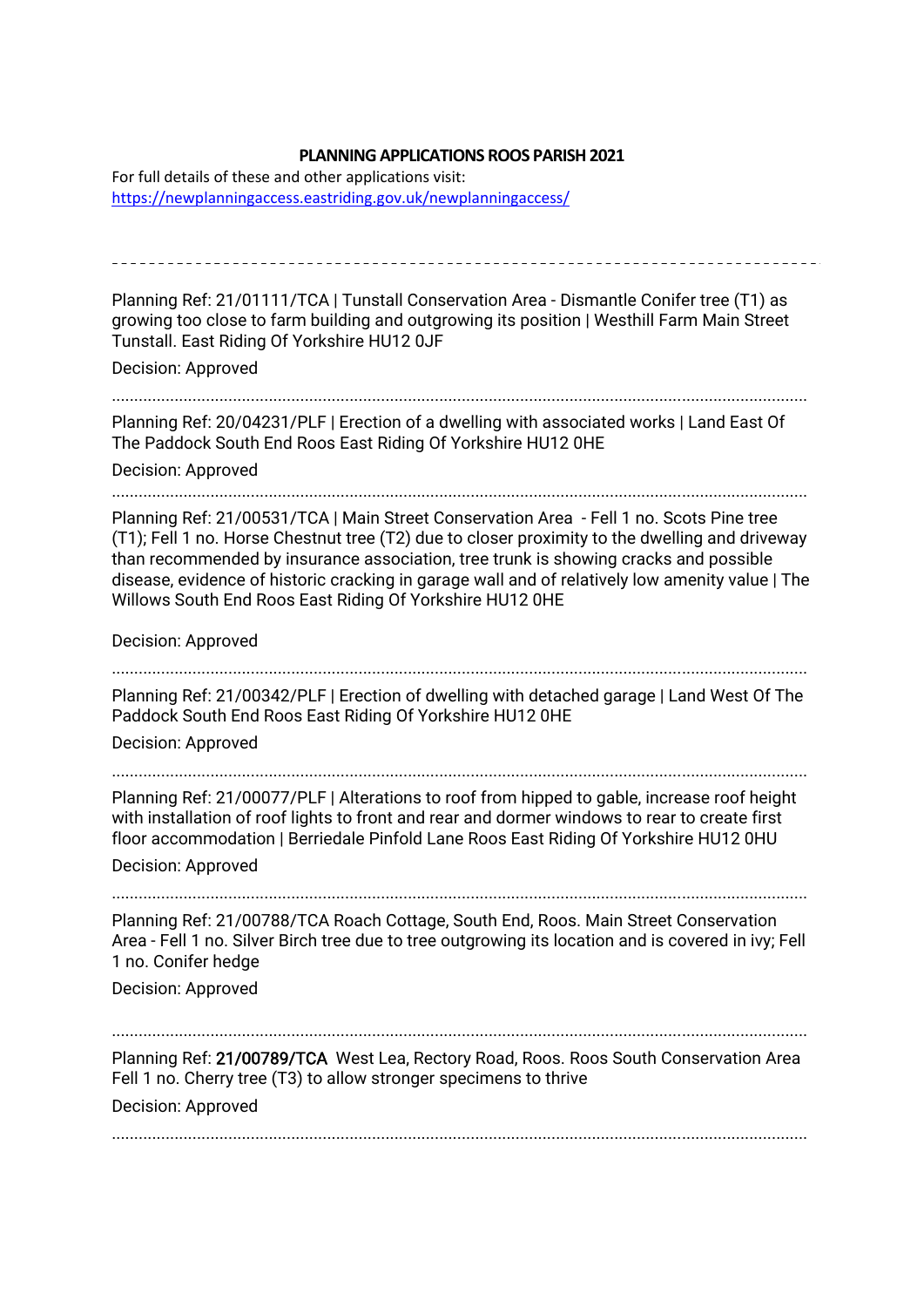# PLANNING APPLICATIONS ROOS PARISH 2021

For full details of these and other applications visit:
https://newplanningaccess.eastriding.gov.uk/newplanningaccess/

---

Planning Ref: 21/01111/TCA | Tunstall Conservation Area - Dismantle Conifer tree (T1) as growing too close to farm building and outgrowing its position | Westhill Farm Main Street Tunstall. East Riding Of Yorkshire HU12 0JF

Decision: Approved

---

Planning Ref: 20/04231/PLF | Erection of a dwelling with associated works | Land East Of The Paddock South End Roos East Riding Of Yorkshire HU12 0HE

Decision: Approved

---

Planning Ref: 21/00531/TCA | Main Street Conservation Area - Fell 1 no. Scots Pine tree (T1); Fell 1 no. Horse Chestnut tree (T2) due to closer proximity to the dwelling and driveway than recommended by insurance association, tree trunk is showing cracks and possible disease, evidence of historic cracking in garage wall and of relatively low amenity value | The Willows South End Roos East Riding Of Yorkshire HU12 0HE

Decision: Approved

---

Planning Ref: 21/00342/PLF | Erection of dwelling with detached garage | Land West Of The Paddock South End Roos East Riding Of Yorkshire HU12 0HE

Decision: Approved

---

Planning Ref: 21/00077/PLF | Alterations to roof from hipped to gable, increase roof height with installation of roof lights to front and rear and dormer windows to rear to create first floor accommodation | Berriedale Pinfold Lane Roos East Riding Of Yorkshire HU12 0HU

Decision: Approved

---

Planning Ref: 21/00788/TCA Roach Cottage, South End, Roos. Main Street Conservation Area - Fell 1 no. Silver Birch tree due to tree outgrowing its location and is covered in ivy; Fell 1 no. Conifer hedge

Decision: Approved

---

Planning Ref: **21/00789/TCA** West Lea, Rectory Road, Roos. Roos South Conservation Area Fell 1 no. Cherry tree (T3) to allow stronger specimens to thrive

Decision: Approved

---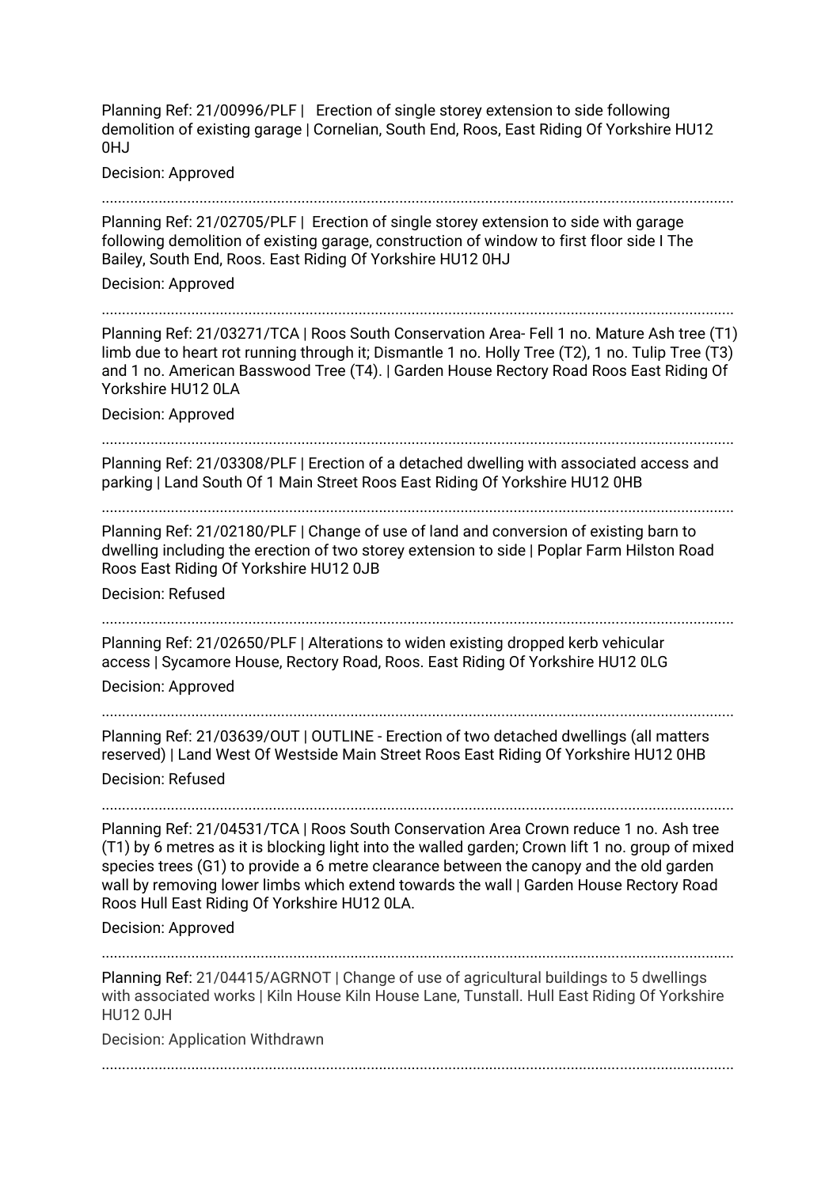Planning Ref: 21/00996/PLF | Erection of single storey extension to side following demolition of existing garage | Cornelian, South End, Roos, East Riding Of Yorkshire HU12 0HJ

Decision: Approved

.......................................................................................................................................................

Planning Ref: 21/02705/PLF | Erection of single storey extension to side with garage following demolition of existing garage, construction of window to first floor side I The Bailey, South End, Roos. East Riding Of Yorkshire HU12 0HJ

Decision: Approved

.......................................................................................................................................................

Planning Ref: 21/03271/TCA | Roos South Conservation Area- Fell 1 no. Mature Ash tree (T1) limb due to heart rot running through it; Dismantle 1 no. Holly Tree (T2), 1 no. Tulip Tree (T3) and 1 no. American Basswood Tree (T4). | Garden House Rectory Road Roos East Riding Of Yorkshire HU12 0LA

Decision: Approved

.......................................................................................................................................................

Planning Ref: 21/03308/PLF | Erection of a detached dwelling with associated access and parking | Land South Of 1 Main Street Roos East Riding Of Yorkshire HU12 0HB

.......................................................................................................................................................

Planning Ref: 21/02180/PLF | Change of use of land and conversion of existing barn to dwelling including the erection of two storey extension to side | Poplar Farm Hilston Road Roos East Riding Of Yorkshire HU12 0JB

Decision: Refused

.......................................................................................................................................................

Planning Ref: 21/02650/PLF | Alterations to widen existing dropped kerb vehicular access | Sycamore House, Rectory Road, Roos. East Riding Of Yorkshire HU12 0LG

Decision: Approved

.......................................................................................................................................................

Planning Ref: 21/03639/OUT | OUTLINE - Erection of two detached dwellings (all matters reserved) | Land West Of Westside Main Street Roos East Riding Of Yorkshire HU12 0HB

Decision: Refused

.......................................................................................................................................................

Planning Ref: 21/04531/TCA | Roos South Conservation Area Crown reduce 1 no. Ash tree (T1) by 6 metres as it is blocking light into the walled garden; Crown lift 1 no. group of mixed species trees (G1) to provide a 6 metre clearance between the canopy and the old garden wall by removing lower limbs which extend towards the wall | Garden House Rectory Road Roos Hull East Riding Of Yorkshire HU12 0LA.

Decision: Approved

.......................................................................................................................................................

Planning Ref: 21/04415/AGRNOT | Change of use of agricultural buildings to 5 dwellings with associated works | Kiln House Kiln House Lane, Tunstall. Hull East Riding Of Yorkshire HU12 0JH

Decision: Application Withdrawn

.......................................................................................................................................................